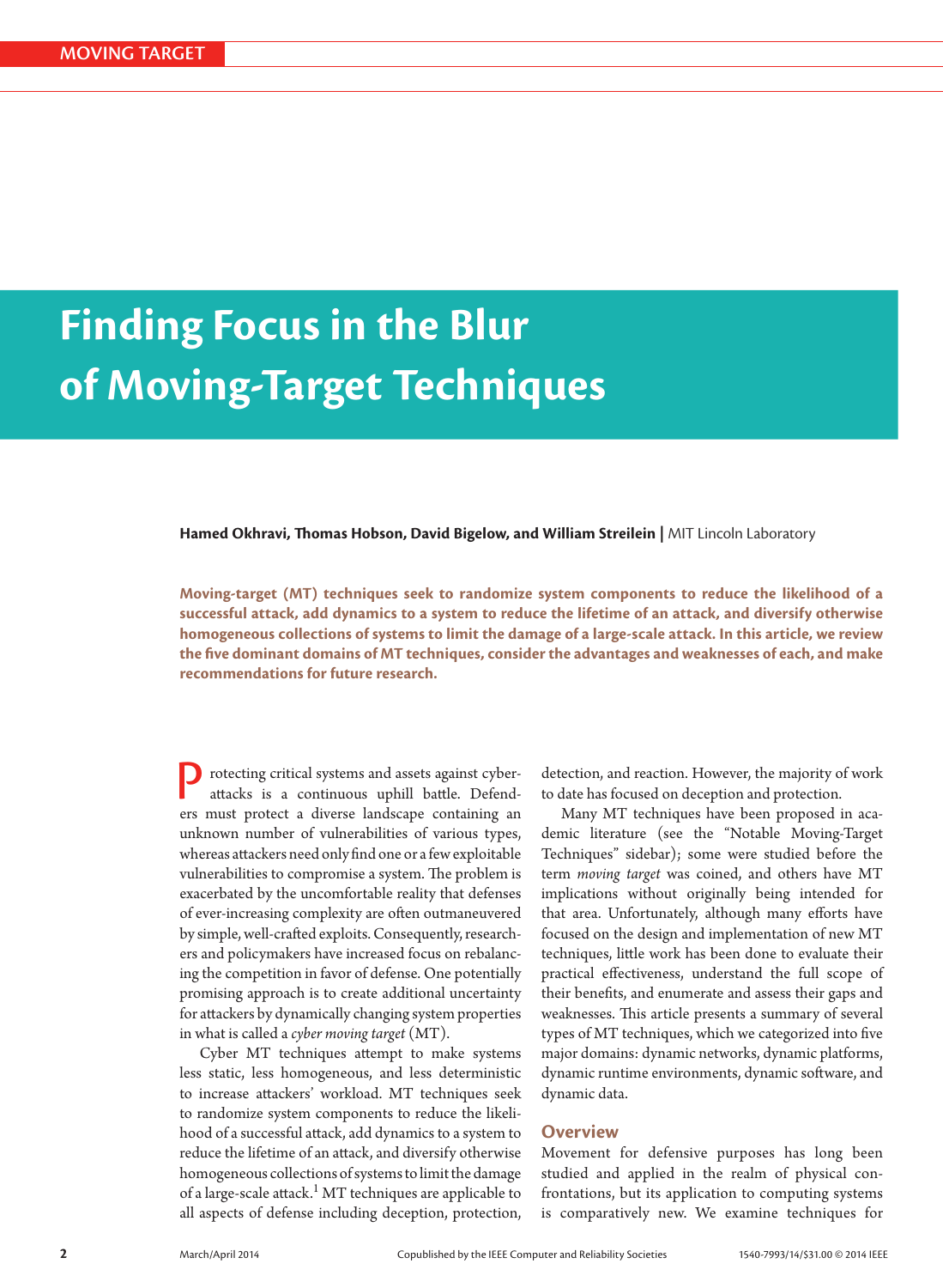# Finding Focus in the Blur of Moving-Target Techniques

**Hamed Okhravi, Thomas Hobson, David Bigelow, and William Streilein** | MIT Lincoln Laboratory

**Moving-target (MT) techniques seek to randomize system components to reduce the likelihood of a successful attack, add dynamics to a system to reduce the lifetime of an attack, and diversify otherwise homogeneous collections of systems to limit the damage of a large-scale attack. In this article, we review the five dominant domains of MT techniques, consider the advantages and weaknesses of each, and make recommendations for future research.**

Protecting critical systems and assets against cyberattacks is a continuous uphill battle. Defenders must protect a diverse landscape containing an unknown number of vulnerabilities of various types, whereas attackers need only find one or a few exploitable vulnerabilities to compromise a system. The problem is exacerbated by the uncomfortable reality that defenses of ever-increasing complexity are often outmaneuvered by simple, well-crafted exploits. Consequently, researchers and policymakers have increased focus on rebalancing the competition in favor of defense. One potentially promising approach is to create additional uncertainty for attackers by dynamically changing system properties in what is called a *cyber moving target* (MT).

Cyber MT techniques attempt to make systems less static, less homogeneous, and less deterministic to increase attackers' workload. MT techniques seek to randomize system components to reduce the likelihood of a successful attack, add dynamics to a system to reduce the lifetime of an attack, and diversify otherwise homogeneous collections of systems to limit the damage of a large-scale attack.[1] MT techniques are applicable to all aspects of defense including deception, protection, detection, and reaction. However, the majority of work to date has focused on deception and protection.

Many MT techniques have been proposed in academic literature (see the "Notable Moving-Target Techniques" sidebar); some were studied before the term *moving target* was coined, and others have MT implications without originally being intended for that area. Unfortunately, although many efforts have focused on the design and implementation of new MT techniques, little work has been done to evaluate their practical effectiveness, understand the full scope of their benefits, and enumerate and assess their gaps and weaknesses. This article presents a summary of several types of MT techniques, which we categorized into five major domains: dynamic networks, dynamic platforms, dynamic runtime environments, dynamic software, and dynamic data.

## Overview

Movement for defensive purposes has long been studied and applied in the realm of physical confrontations, but its application to computing systems is comparatively new. We examine techniques for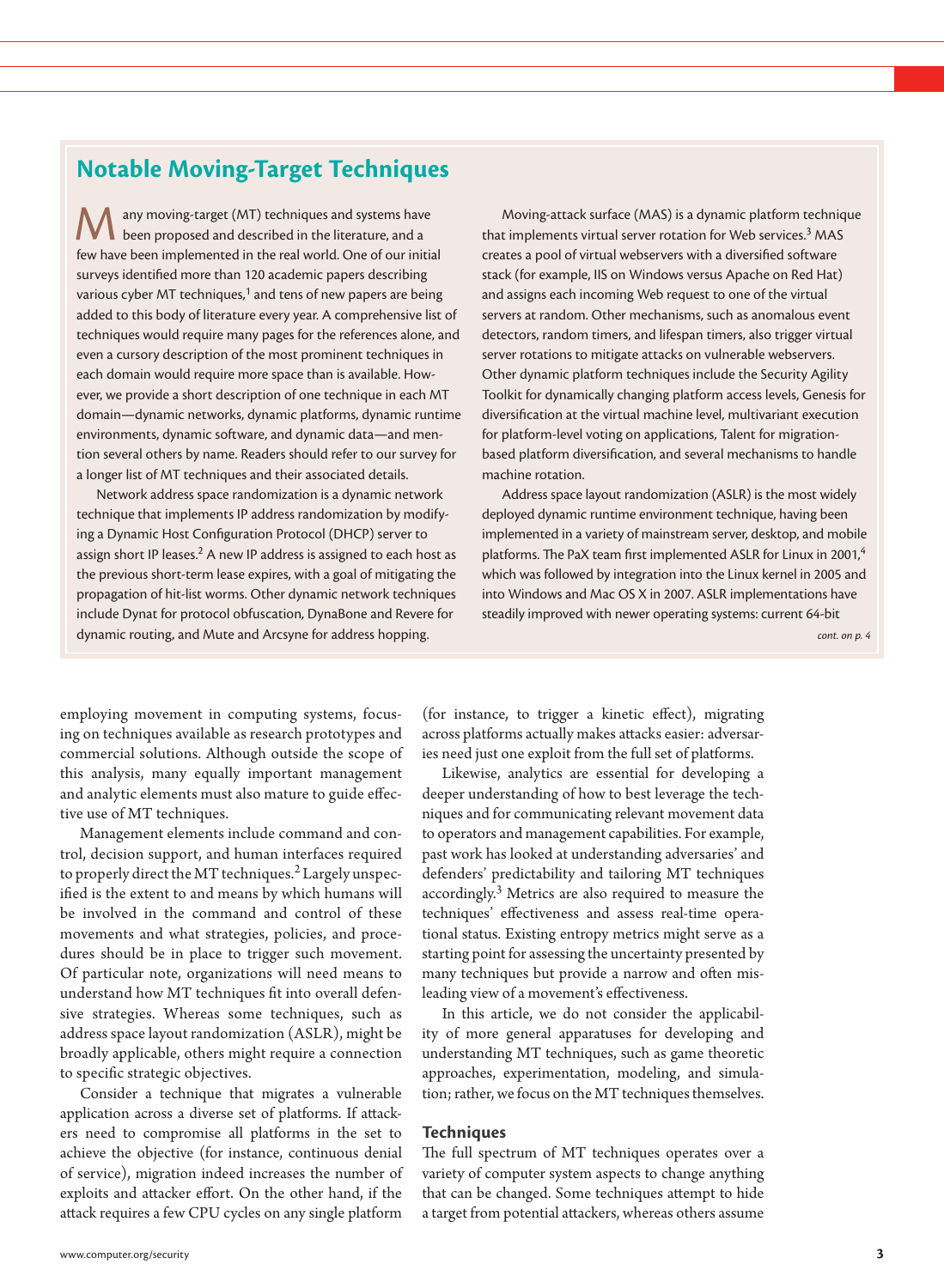## Notable Moving-Target Techniques

Many moving-target (MT) techniques and systems have been proposed and described in the literature, and a few have been implemented in the real world. One of our initial surveys identified more than 120 academic papers describing various cyber MT techniques,[1] and tens of new papers are being added to this body of literature every year. A comprehensive list of techniques would require many pages for the references alone, and even a cursory description of the most prominent techniques in each domain would require more space than is available. However, we provide a short description of one technique in each MT domain—dynamic networks, dynamic platforms, dynamic runtime environments, dynamic software, and dynamic data—and mention several others by name. Readers should refer to our survey for a longer list of MT techniques and their associated details.

Network address space randomization is a dynamic network technique that implements IP address randomization by modifying a Dynamic Host Configuration Protocol (DHCP) server to assign short IP leases.[2] A new IP address is assigned to each host as the previous short-term lease expires, with a goal of mitigating the propagation of hit-list worms. Other dynamic network techniques include Dynat for protocol obfuscation, DynaBone and Revere for dynamic routing, and Mute and Arcsyne for address hopping.

Moving-attack surface (MAS) is a dynamic platform technique that implements virtual server rotation for Web services.[3] MAS creates a pool of virtual webservers with a diversified software stack (for example, IIS on Windows versus Apache on Red Hat) and assigns each incoming Web request to one of the virtual servers at random. Other mechanisms, such as anomalous event detectors, random timers, and lifespan timers, also trigger virtual server rotations to mitigate attacks on vulnerable webservers. Other dynamic platform techniques include the Security Agility Toolkit for dynamically changing platform access levels, Genesis for diversification at the virtual machine level, multivariant execution for platform-level voting on applications, Talent for migration-based platform diversification, and several mechanisms to handle machine rotation.

Address space layout randomization (ASLR) is the most widely deployed dynamic runtime environment technique, having been implemented in a variety of mainstream server, desktop, and mobile platforms. The PaX team first implemented ASLR for Linux in 2001,[4] which was followed by integration into the Linux kernel in 2005 and into Windows and Mac OS X in 2007. ASLR implementations have steadily improved with newer operating systems: current 64-bit

*cont. on p. 4*

employing movement in computing systems, focusing on techniques available as research prototypes and commercial solutions. Although outside the scope of this analysis, many equally important management and analytic elements must also mature to guide effective use of MT techniques.

Management elements include command and control, decision support, and human interfaces required to properly direct the MT techniques.[2] Largely unspecified is the extent to and means by which humans will be involved in the command and control of these movements and what strategies, policies, and procedures should be in place to trigger such movement. Of particular note, organizations will need means to understand how MT techniques fit into overall defensive strategies. Whereas some techniques, such as address space layout randomization (ASLR), might be broadly applicable, others might require a connection to specific strategic objectives.

Consider a technique that migrates a vulnerable application across a diverse set of platforms. If attackers need to compromise all platforms in the set to achieve the objective (for instance, continuous denial of service), migration indeed increases the number of exploits and attacker effort. On the other hand, if the attack requires a few CPU cycles on any single platform (for instance, to trigger a kinetic effect), migrating across platforms actually makes attacks easier: adversaries need just one exploit from the full set of platforms.

Likewise, analytics are essential for developing a deeper understanding of how to best leverage the techniques and for communicating relevant movement data to operators and management capabilities. For example, past work has looked at understanding adversaries' and defenders' predictability and tailoring MT techniques accordingly.[3] Metrics are also required to measure the techniques' effectiveness and assess real-time operational status. Existing entropy metrics might serve as a starting point for assessing the uncertainty presented by many techniques but provide a narrow and often misleading view of a movement's effectiveness.

In this article, we do not consider the applicability of more general apparatuses for developing and understanding MT techniques, such as game theoretic approaches, experimentation, modeling, and simulation; rather, we focus on the MT techniques themselves.

### Techniques

The full spectrum of MT techniques operates over a variety of computer system aspects to change anything that can be changed. Some techniques attempt to hide a target from potential attackers, whereas others assume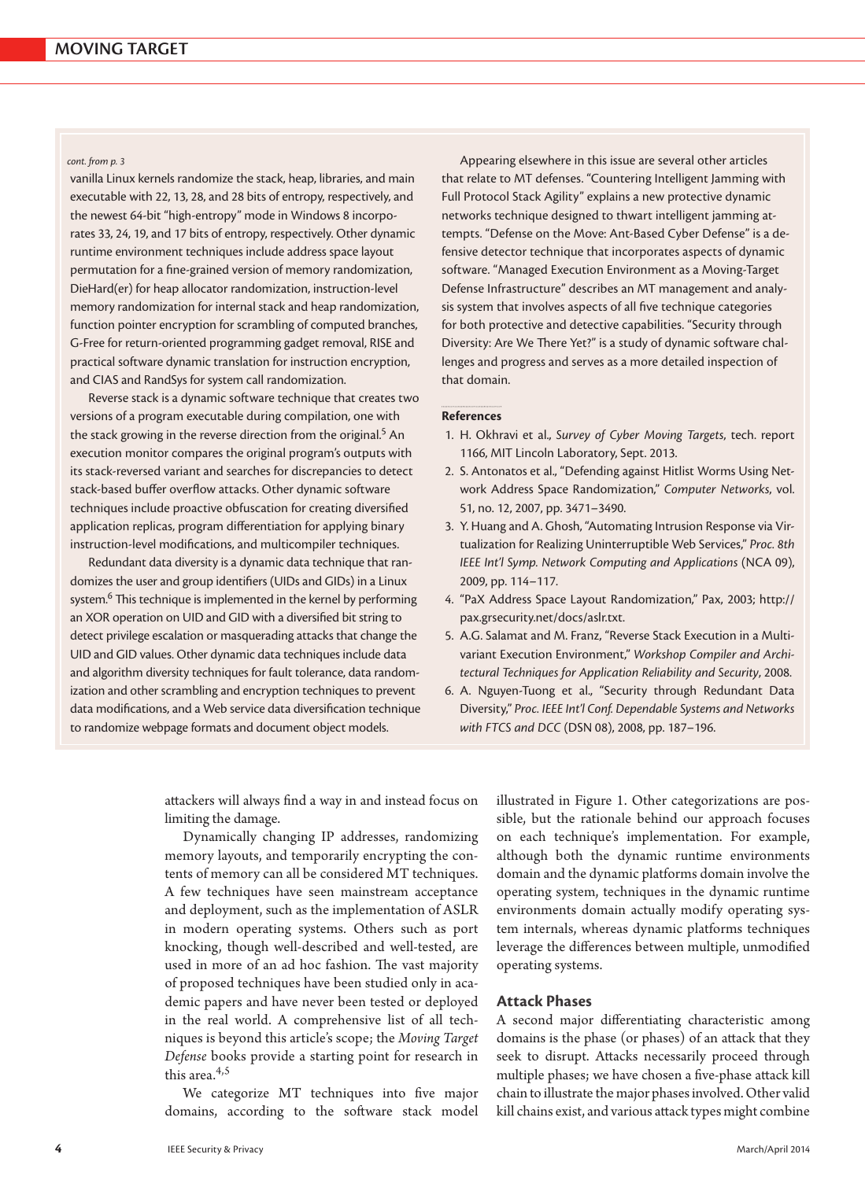*cont. from p. 3*

vanilla Linux kernels randomize the stack, heap, libraries, and main executable with 22, 13, 28, and 28 bits of entropy, respectively, and the newest 64-bit "high-entropy" mode in Windows 8 incorporates 33, 24, 19, and 17 bits of entropy, respectively. Other dynamic runtime environment techniques include address space layout permutation for a fine-grained version of memory randomization, DieHard(er) for heap allocator randomization, instruction-level memory randomization for internal stack and heap randomization, function pointer encryption for scrambling of computed branches, G-Free for return-oriented programming gadget removal, RISE and practical software dynamic translation for instruction encryption, and CIAS and RandSys for system call randomization.

Reverse stack is a dynamic software technique that creates two versions of a program executable during compilation, one with the stack growing in the reverse direction from the original.[5] An execution monitor compares the original program's outputs with its stack-reversed variant and searches for discrepancies to detect stack-based buffer overflow attacks. Other dynamic software techniques include proactive obfuscation for creating diversified application replicas, program differentiation for applying binary instruction-level modifications, and multicompiler techniques.

Redundant data diversity is a dynamic data technique that randomizes the user and group identifiers (UIDs and GIDs) in a Linux system.[6] This technique is implemented in the kernel by performing an XOR operation on UID and GID with a diversified bit string to detect privilege escalation or masquerading attacks that change the UID and GID values. Other dynamic data techniques include data and algorithm diversity techniques for fault tolerance, data randomization and other scrambling and encryption techniques to prevent data modifications, and a Web service data diversification technique to randomize webpage formats and document object models.

Appearing elsewhere in this issue are several other articles that relate to MT defenses. "Countering Intelligent Jamming with Full Protocol Stack Agility" explains a new protective dynamic networks technique designed to thwart intelligent jamming attempts. "Defense on the Move: Ant-Based Cyber Defense" is a defensive detector technique that incorporates aspects of dynamic software. "Managed Execution Environment as a Moving-Target Defense Infrastructure" describes an MT management and analysis system that involves aspects of all five technique categories for both protective and detective capabilities. "Security through Diversity: Are We There Yet?" is a study of dynamic software challenges and progress and serves as a more detailed inspection of that domain.

**References**

1. H. Okhravi et al., *Survey of Cyber Moving Targets*, tech. report 1166, MIT Lincoln Laboratory, Sept. 2013.
2. S. Antonatos et al., "Defending against Hitlist Worms Using Network Address Space Randomization," *Computer Networks*, vol. 51, no. 12, 2007, pp. 3471–3490.
3. Y. Huang and A. Ghosh, "Automating Intrusion Response via Virtualization for Realizing Uninterruptible Web Services," *Proc. 8th IEEE Int'l Symp. Network Computing and Applications* (NCA 09), 2009, pp. 114–117.
4. "PaX Address Space Layout Randomization," Pax, 2003; http://pax.grsecurity.net/docs/aslr.txt.
5. A.G. Salamat and M. Franz, "Reverse Stack Execution in a Multi-variant Execution Environment," *Workshop Compiler and Architectural Techniques for Application Reliability and Security*, 2008.
6. A. Nguyen-Tuong et al., "Security through Redundant Data Diversity," *Proc. IEEE Int'l Conf. Dependable Systems and Networks with FTCS and DCC* (DSN 08), 2008, pp. 187–196.

attackers will always find a way in and instead focus on limiting the damage.

Dynamically changing IP addresses, randomizing memory layouts, and temporarily encrypting the contents of memory can all be considered MT techniques. A few techniques have seen mainstream acceptance and deployment, such as the implementation of ASLR in modern operating systems. Others such as port knocking, though well-described and well-tested, are used in more of an ad hoc fashion. The vast majority of proposed techniques have been studied only in academic papers and have never been tested or deployed in the real world. A comprehensive list of all techniques is beyond this article's scope; the *Moving Target Defense* books provide a starting point for research in this area.[4,5]

We categorize MT techniques into five major domains, according to the software stack model illustrated in Figure 1. Other categorizations are possible, but the rationale behind our approach focuses on each technique's implementation. For example, although both the dynamic runtime environments domain and the dynamic platforms domain involve the operating system, techniques in the dynamic runtime environments domain actually modify operating system internals, whereas dynamic platforms techniques leverage the differences between multiple, unmodified operating systems.

## Attack Phases

A second major differentiating characteristic among domains is the phase (or phases) of an attack that they seek to disrupt. Attacks necessarily proceed through multiple phases; we have chosen a five-phase attack kill chain to illustrate the major phases involved. Other valid kill chains exist, and various attack types might combine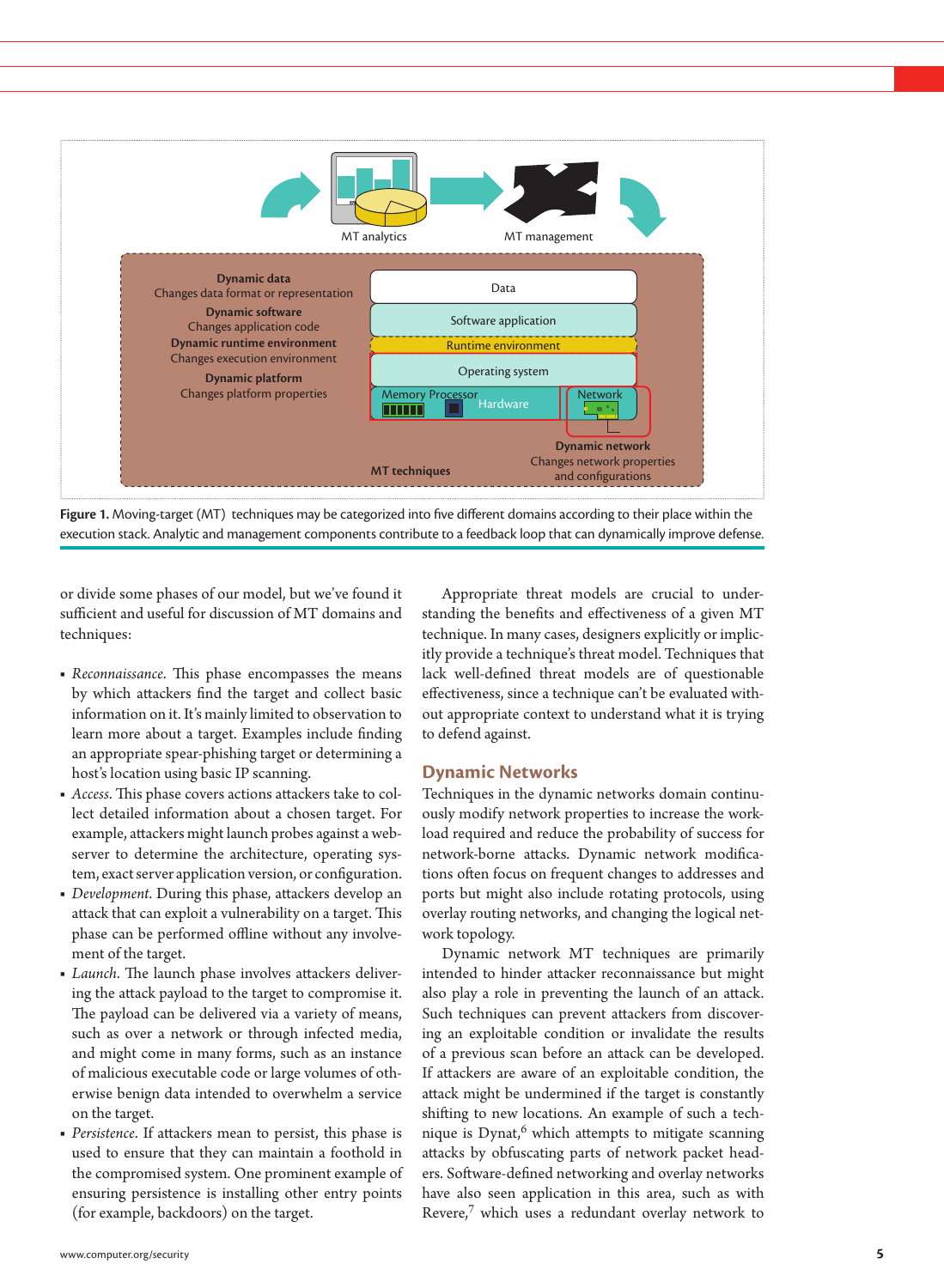MT analytics

MT management

Dynamic data
Changes data format or representation

Dynamic software
Changes application code

Dynamic runtime environment
Changes execution environment

Dynamic platform
Changes platform properties

Data

Software application

Runtime environment

Operating system

Memory Processor

Hardware

Network

Dynamic network
Changes network properties and configurations

MT techniques

**Figure 1.** Moving-target (MT) techniques may be categorized into five different domains according to their place within the execution stack. Analytic and management components contribute to a feedback loop that can dynamically improve defense.

or divide some phases of our model, but we've found it sufficient and useful for discussion of MT domains and techniques:

- *Reconnaissance*. This phase encompasses the means by which attackers find the target and collect basic information on it. It's mainly limited to observation to learn more about a target. Examples include finding an appropriate spear-phishing target or determining a host's location using basic IP scanning.
- *Access*. This phase covers actions attackers take to collect detailed information about a chosen target. For example, attackers might launch probes against a webserver to determine the architecture, operating system, exact server application version, or configuration.
- *Development*. During this phase, attackers develop an attack that can exploit a vulnerability on a target. This phase can be performed offline without any involvement of the target.
- *Launch*. The launch phase involves attackers delivering the attack payload to the target to compromise it. The payload can be delivered via a variety of means, such as over a network or through infected media, and might come in many forms, such as an instance of malicious executable code or large volumes of otherwise benign data intended to overwhelm a service on the target.
- *Persistence*. If attackers mean to persist, this phase is used to ensure that they can maintain a foothold in the compromised system. One prominent example of ensuring persistence is installing other entry points (for example, backdoors) on the target.

Appropriate threat models are crucial to understanding the benefits and effectiveness of a given MT technique. In many cases, designers explicitly or implicitly provide a technique's threat model. Techniques that lack well-defined threat models are of questionable effectiveness, since a technique can't be evaluated without appropriate context to understand what it is trying to defend against.

## Dynamic Networks

Techniques in the dynamic networks domain continuously modify network properties to increase the workload required and reduce the probability of success for network-borne attacks. Dynamic network modifications often focus on frequent changes to addresses and ports but might also include rotating protocols, using overlay routing networks, and changing the logical network topology.

Dynamic network MT techniques are primarily intended to hinder attacker reconnaissance but might also play a role in preventing the launch of an attack. Such techniques can prevent attackers from discovering an exploitable condition or invalidate the results of a previous scan before an attack can be developed. If attackers are aware of an exploitable condition, the attack might be undermined if the target is constantly shifting to new locations. An example of such a technique is Dynat,[6] which attempts to mitigate scanning attacks by obfuscating parts of network packet headers. Software-defined networking and overlay networks have also seen application in this area, such as with Revere,[7] which uses a redundant overlay network to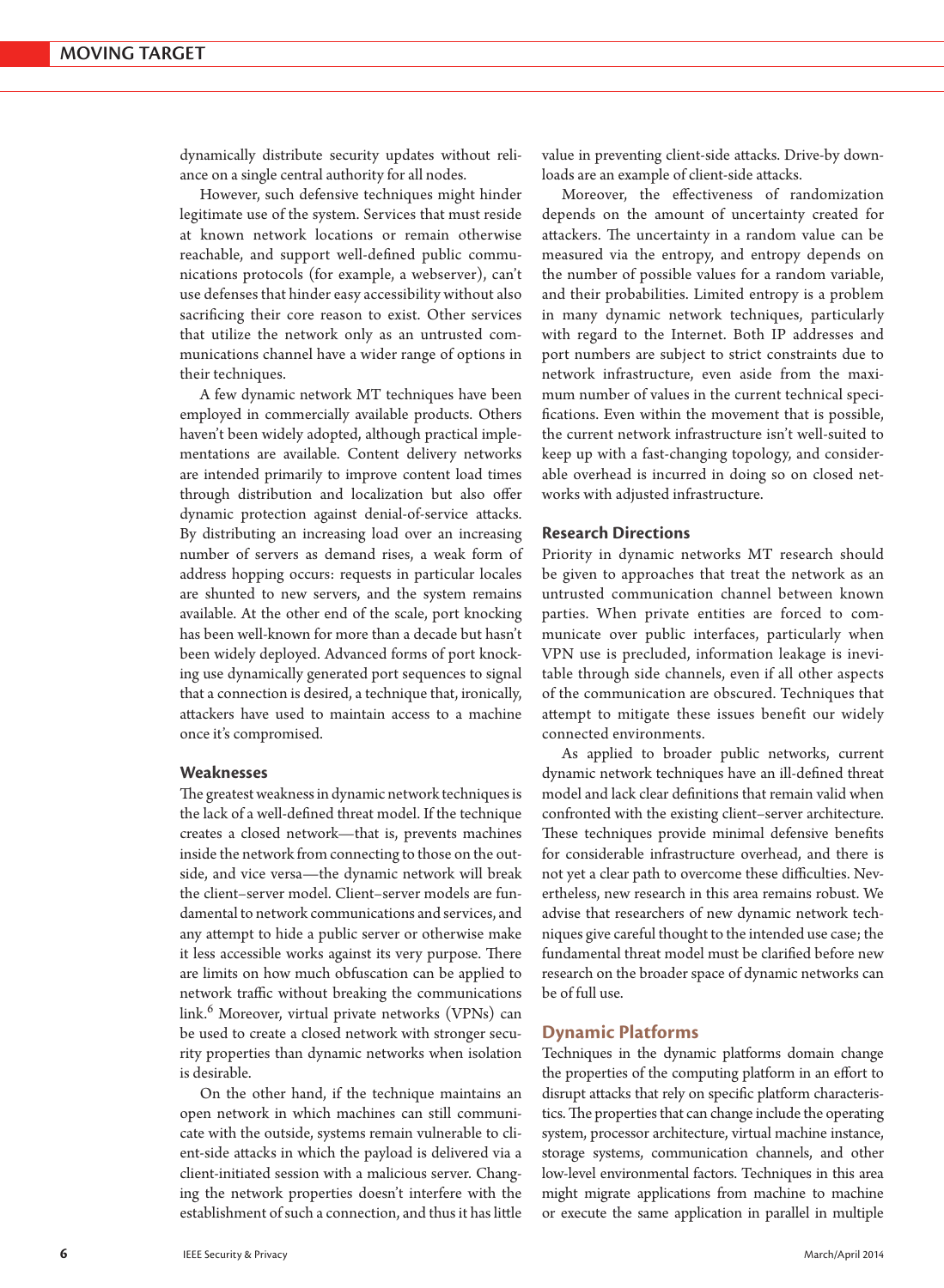dynamically distribute security updates without reliance on a single central authority for all nodes.

However, such defensive techniques might hinder legitimate use of the system. Services that must reside at known network locations or remain otherwise reachable, and support well-defined public communications protocols (for example, a webserver), can't use defenses that hinder easy accessibility without also sacrificing their core reason to exist. Other services that utilize the network only as an untrusted communications channel have a wider range of options in their techniques.

A few dynamic network MT techniques have been employed in commercially available products. Others haven't been widely adopted, although practical implementations are available. Content delivery networks are intended primarily to improve content load times through distribution and localization but also offer dynamic protection against denial-of-service attacks. By distributing an increasing load over an increasing number of servers as demand rises, a weak form of address hopping occurs: requests in particular locales are shunted to new servers, and the system remains available. At the other end of the scale, port knocking has been well-known for more than a decade but hasn't been widely deployed. Advanced forms of port knocking use dynamically generated port sequences to signal that a connection is desired, a technique that, ironically, attackers have used to maintain access to a machine once it's compromised.

### Weaknesses

The greatest weakness in dynamic network techniques is the lack of a well-defined threat model. If the technique creates a closed network—that is, prevents machines inside the network from connecting to those on the outside, and vice versa—the dynamic network will break the client–server model. Client–server models are fundamental to network communications and services, and any attempt to hide a public server or otherwise make it less accessible works against its very purpose. There are limits on how much obfuscation can be applied to network traffic without breaking the communications link.[6] Moreover, virtual private networks (VPNs) can be used to create a closed network with stronger security properties than dynamic networks when isolation is desirable.

On the other hand, if the technique maintains an open network in which machines can still communicate with the outside, systems remain vulnerable to client-side attacks in which the payload is delivered via a client-initiated session with a malicious server. Changing the network properties doesn't interfere with the establishment of such a connection, and thus it has little value in preventing client-side attacks. Drive-by downloads are an example of client-side attacks.

Moreover, the effectiveness of randomization depends on the amount of uncertainty created for attackers. The uncertainty in a random value can be measured via the entropy, and entropy depends on the number of possible values for a random variable, and their probabilities. Limited entropy is a problem in many dynamic network techniques, particularly with regard to the Internet. Both IP addresses and port numbers are subject to strict constraints due to network infrastructure, even aside from the maximum number of values in the current technical specifications. Even within the movement that is possible, the current network infrastructure isn't well-suited to keep up with a fast-changing topology, and considerable overhead is incurred in doing so on closed networks with adjusted infrastructure.

### Research Directions

Priority in dynamic networks MT research should be given to approaches that treat the network as an untrusted communication channel between known parties. When private entities are forced to communicate over public interfaces, particularly when VPN use is precluded, information leakage is inevitable through side channels, even if all other aspects of the communication are obscured. Techniques that attempt to mitigate these issues benefit our widely connected environments.

As applied to broader public networks, current dynamic network techniques have an ill-defined threat model and lack clear definitions that remain valid when confronted with the existing client–server architecture. These techniques provide minimal defensive benefits for considerable infrastructure overhead, and there is not yet a clear path to overcome these difficulties. Nevertheless, new research in this area remains robust. We advise that researchers of new dynamic network techniques give careful thought to the intended use case; the fundamental threat model must be clarified before new research on the broader space of dynamic networks can be of full use.

## Dynamic Platforms

Techniques in the dynamic platforms domain change the properties of the computing platform in an effort to disrupt attacks that rely on specific platform characteristics. The properties that can change include the operating system, processor architecture, virtual machine instance, storage systems, communication channels, and other low-level environmental factors. Techniques in this area might migrate applications from machine to machine or execute the same application in parallel in multiple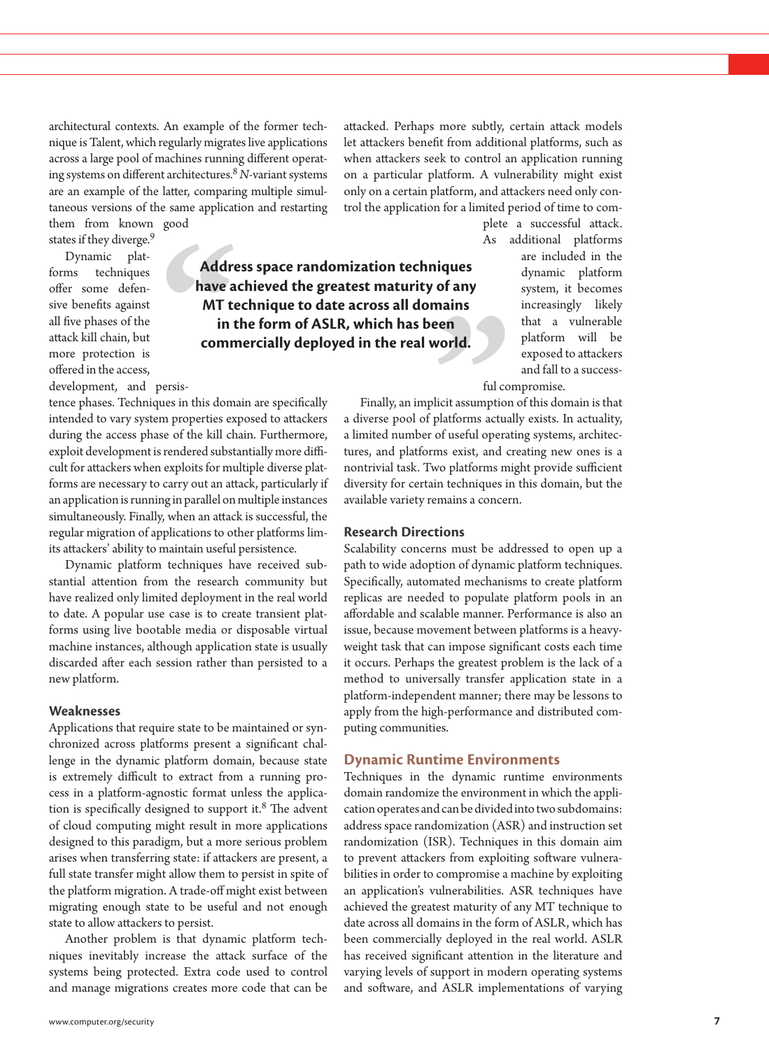architectural contexts. An example of the former technique is Talent, which regularly migrates live applications across a large pool of machines running different operating systems on different architectures.[8] *N*-variant systems are an example of the latter, comparing multiple simultaneous versions of the same application and restarting them from known good states if they diverge.[9]

Dynamic platforms techniques offer some defensive benefits against all five phases of the attack kill chain, but more protection is offered in the access, development, and persistence phases. Techniques in this domain are specifically intended to vary system properties exposed to attackers during the access phase of the kill chain. Furthermore, exploit development is rendered substantially more difficult for attackers when exploits for multiple diverse platforms are necessary to carry out an attack, particularly if an application is running in parallel on multiple instances simultaneously. Finally, when an attack is successful, the regular migration of applications to other platforms limits attackers' ability to maintain useful persistence.

Dynamic platform techniques have received substantial attention from the research community but have realized only limited deployment in the real world to date. A popular use case is to create transient platforms using live bootable media or disposable virtual machine instances, although application state is usually discarded after each session rather than persisted to a new platform.

### Weaknesses

Applications that require state to be maintained or synchronized across platforms present a significant challenge in the dynamic platform domain, because state is extremely difficult to extract from a running process in a platform-agnostic format unless the application is specifically designed to support it.[8] The advent of cloud computing might result in more applications designed to this paradigm, but a more serious problem arises when transferring state: if attackers are present, a full state transfer might allow them to persist in spite of the platform migration. A trade-off might exist between migrating enough state to be useful and not enough state to allow attackers to persist.

Another problem is that dynamic platform techniques inevitably increase the attack surface of the systems being protected. Extra code used to control and manage migrations creates more code that can be attacked. Perhaps more subtly, certain attack models let attackers benefit from additional platforms, such as when attackers seek to control an application running on a particular platform. A vulnerability might exist only on a certain platform, and attackers need only control the application for a limited period of time to complete a successful attack. As additional platforms are included in the dynamic platform system, it becomes increasingly likely that a vulnerable platform will be exposed to attackers and fall to a successful compromise.

> **Address space randomization techniques have achieved the greatest maturity of any MT technique to date across all domains in the form of ASLR, which has been commercially deployed in the real world.**

Finally, an implicit assumption of this domain is that a diverse pool of platforms actually exists. In actuality, a limited number of useful operating systems, architectures, and platforms exist, and creating new ones is a nontrivial task. Two platforms might provide sufficient diversity for certain techniques in this domain, but the available variety remains a concern.

### Research Directions

Scalability concerns must be addressed to open up a path to wide adoption of dynamic platform techniques. Specifically, automated mechanisms to create platform replicas are needed to populate platform pools in an affordable and scalable manner. Performance is also an issue, because movement between platforms is a heavyweight task that can impose significant costs each time it occurs. Perhaps the greatest problem is the lack of a method to universally transfer application state in a platform-independent manner; there may be lessons to apply from the high-performance and distributed computing communities.

## Dynamic Runtime Environments

Techniques in the dynamic runtime environments domain randomize the environment in which the application operates and can be divided into two subdomains: address space randomization (ASR) and instruction set randomization (ISR). Techniques in this domain aim to prevent attackers from exploiting software vulnerabilities in order to compromise a machine by exploiting an application's vulnerabilities. ASR techniques have achieved the greatest maturity of any MT technique to date across all domains in the form of ASLR, which has been commercially deployed in the real world. ASLR has received significant attention in the literature and varying levels of support in modern operating systems and software, and ASLR implementations of varying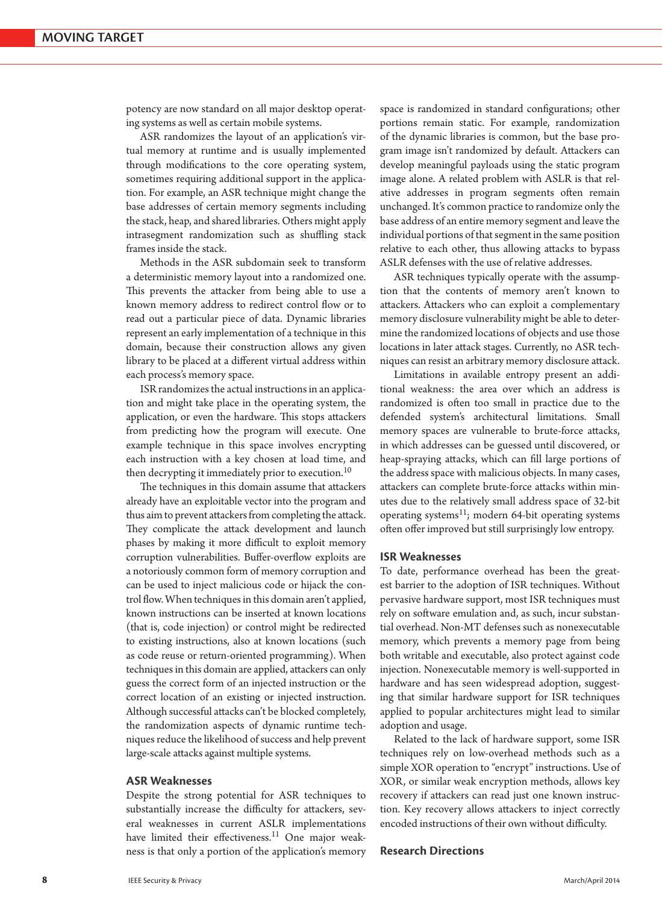potency are now standard on all major desktop operating systems as well as certain mobile systems.

ASR randomizes the layout of an application's virtual memory at runtime and is usually implemented through modifications to the core operating system, sometimes requiring additional support in the application. For example, an ASR technique might change the base addresses of certain memory segments including the stack, heap, and shared libraries. Others might apply intrasegment randomization such as shuffling stack frames inside the stack.

Methods in the ASR subdomain seek to transform a deterministic memory layout into a randomized one. This prevents the attacker from being able to use a known memory address to redirect control flow or to read out a particular piece of data. Dynamic libraries represent an early implementation of a technique in this domain, because their construction allows any given library to be placed at a different virtual address within each process's memory space.

ISR randomizes the actual instructions in an application and might take place in the operating system, the application, or even the hardware. This stops attackers from predicting how the program will execute. One example technique in this space involves encrypting each instruction with a key chosen at load time, and then decrypting it immediately prior to execution.[10]

The techniques in this domain assume that attackers already have an exploitable vector into the program and thus aim to prevent attackers from completing the attack. They complicate the attack development and launch phases by making it more difficult to exploit memory corruption vulnerabilities. Buffer-overflow exploits are a notoriously common form of memory corruption and can be used to inject malicious code or hijack the control flow. When techniques in this domain aren't applied, known instructions can be inserted at known locations (that is, code injection) or control might be redirected to existing instructions, also at known locations (such as code reuse or return-oriented programming). When techniques in this domain are applied, attackers can only guess the correct form of an injected instruction or the correct location of an existing or injected instruction. Although successful attacks can't be blocked completely, the randomization aspects of dynamic runtime techniques reduce the likelihood of success and help prevent large-scale attacks against multiple systems.

### ASR Weaknesses

Despite the strong potential for ASR techniques to substantially increase the difficulty for attackers, several weaknesses in current ASLR implementations have limited their effectiveness.[11] One major weakness is that only a portion of the application's memory space is randomized in standard configurations; other portions remain static. For example, randomization of the dynamic libraries is common, but the base program image isn't randomized by default. Attackers can develop meaningful payloads using the static program image alone. A related problem with ASLR is that relative addresses in program segments often remain unchanged. It's common practice to randomize only the base address of an entire memory segment and leave the individual portions of that segment in the same position relative to each other, thus allowing attacks to bypass ASLR defenses with the use of relative addresses.

ASR techniques typically operate with the assumption that the contents of memory aren't known to attackers. Attackers who can exploit a complementary memory disclosure vulnerability might be able to determine the randomized locations of objects and use those locations in later attack stages. Currently, no ASR techniques can resist an arbitrary memory disclosure attack.

Limitations in available entropy present an additional weakness: the area over which an address is randomized is often too small in practice due to the defended system's architectural limitations. Small memory spaces are vulnerable to brute-force attacks, in which addresses can be guessed until discovered, or heap-spraying attacks, which can fill large portions of the address space with malicious objects. In many cases, attackers can complete brute-force attacks within minutes due to the relatively small address space of 32-bit operating systems[11]; modern 64-bit operating systems often offer improved but still surprisingly low entropy.

### ISR Weaknesses

To date, performance overhead has been the greatest barrier to the adoption of ISR techniques. Without pervasive hardware support, most ISR techniques must rely on software emulation and, as such, incur substantial overhead. Non-MT defenses such as nonexecutable memory, which prevents a memory page from being both writable and executable, also protect against code injection. Nonexecutable memory is well-supported in hardware and has seen widespread adoption, suggesting that similar hardware support for ISR techniques applied to popular architectures might lead to similar adoption and usage.

Related to the lack of hardware support, some ISR techniques rely on low-overhead methods such as a simple XOR operation to "encrypt" instructions. Use of XOR, or similar weak encryption methods, allows key recovery if attackers can read just one known instruction. Key recovery allows attackers to inject correctly encoded instructions of their own without difficulty.

### Research Directions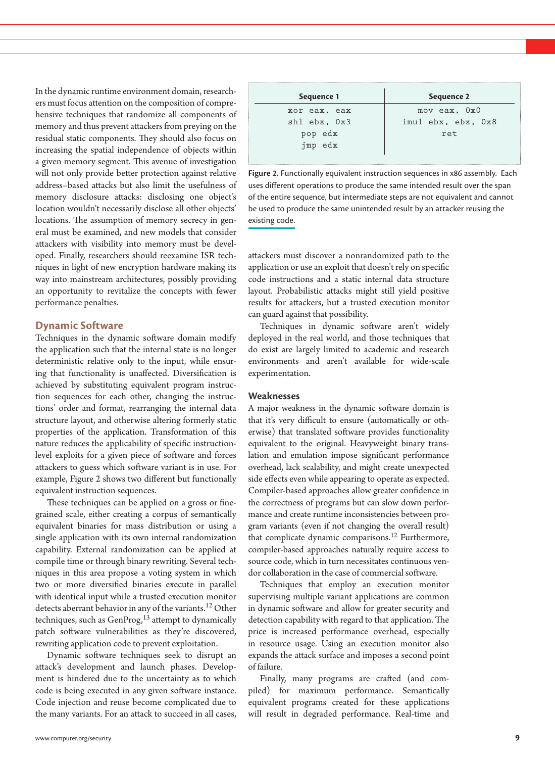In the dynamic runtime environment domain, researchers must focus attention on the composition of comprehensive techniques that randomize all components of memory and thus prevent attackers from preying on the residual static components. They should also focus on increasing the spatial independence of objects within a given memory segment. This avenue of investigation will not only provide better protection against relative address–based attacks but also limit the usefulness of memory disclosure attacks: disclosing one object's location wouldn't necessarily disclose all other objects' locations. The assumption of memory secrecy in general must be examined, and new models that consider attackers with visibility into memory must be developed. Finally, researchers should reexamine ISR techniques in light of new encryption hardware making its way into mainstream architectures, possibly providing an opportunity to revitalize the concepts with fewer performance penalties.

## Dynamic Software

Techniques in the dynamic software domain modify the application such that the internal state is no longer deterministic relative only to the input, while ensuring that functionality is unaffected. Diversification is achieved by substituting equivalent program instruction sequences for each other, changing the instructions' order and format, rearranging the internal data structure layout, and otherwise altering formerly static properties of the application. Transformation of this nature reduces the applicability of specific instruction-level exploits for a given piece of software and forces attackers to guess which software variant is in use. For example, Figure 2 shows two different but functionally equivalent instruction sequences.

These techniques can be applied on a gross or fine-grained scale, either creating a corpus of semantically equivalent binaries for mass distribution or using a single application with its own internal randomization capability. External randomization can be applied at compile time or through binary rewriting. Several techniques in this area propose a voting system in which two or more diversified binaries execute in parallel with identical input while a trusted execution monitor detects aberrant behavior in any of the variants.[12] Other techniques, such as GenProg,[13] attempt to dynamically patch software vulnerabilities as they're discovered, rewriting application code to prevent exploitation.

Dynamic software techniques seek to disrupt an attack's development and launch phases. Development is hindered due to the uncertainty as to which code is being executed in any given software instance. Code injection and reuse become complicated due to the many variants. For an attack to succeed in all cases,

| Sequence 1 | Sequence 2 |
|---|---|
| `xor eax, eax` | `mov eax, 0x0` |
| `shl ebx, 0x3` | `imul ebx, ebx, 0x8` |
| `pop edx` | `ret` |
| `jmp edx` | |

**Figure 2.** Functionally equivalent instruction sequences in x86 assembly. Each uses different operations to produce the same intended result over the span of the entire sequence, but intermediate steps are not equivalent and cannot be used to produce the same unintended result by an attacker reusing the existing code.

attackers must discover a nonrandomized path to the application or use an exploit that doesn't rely on specific code instructions and a static internal data structure layout. Probabilistic attacks might still yield positive results for attackers, but a trusted execution monitor can guard against that possibility.

Techniques in dynamic software aren't widely deployed in the real world, and those techniques that do exist are largely limited to academic and research environments and aren't available for wide-scale experimentation.

### Weaknesses

A major weakness in the dynamic software domain is that it's very difficult to ensure (automatically or otherwise) that translated software provides functionality equivalent to the original. Heavyweight binary translation and emulation impose significant performance overhead, lack scalability, and might create unexpected side effects even while appearing to operate as expected. Compiler-based approaches allow greater confidence in the correctness of programs but can slow down performance and create runtime inconsistencies between program variants (even if not changing the overall result) that complicate dynamic comparisons.[12] Furthermore, compiler-based approaches naturally require access to source code, which in turn necessitates continuous vendor collaboration in the case of commercial software.

Techniques that employ an execution monitor supervising multiple variant applications are common in dynamic software and allow for greater security and detection capability with regard to that application. The price is increased performance overhead, especially in resource usage. Using an execution monitor also expands the attack surface and imposes a second point of failure.

Finally, many programs are crafted (and compiled) for maximum performance. Semantically equivalent programs created for these applications will result in degraded performance. Real-time and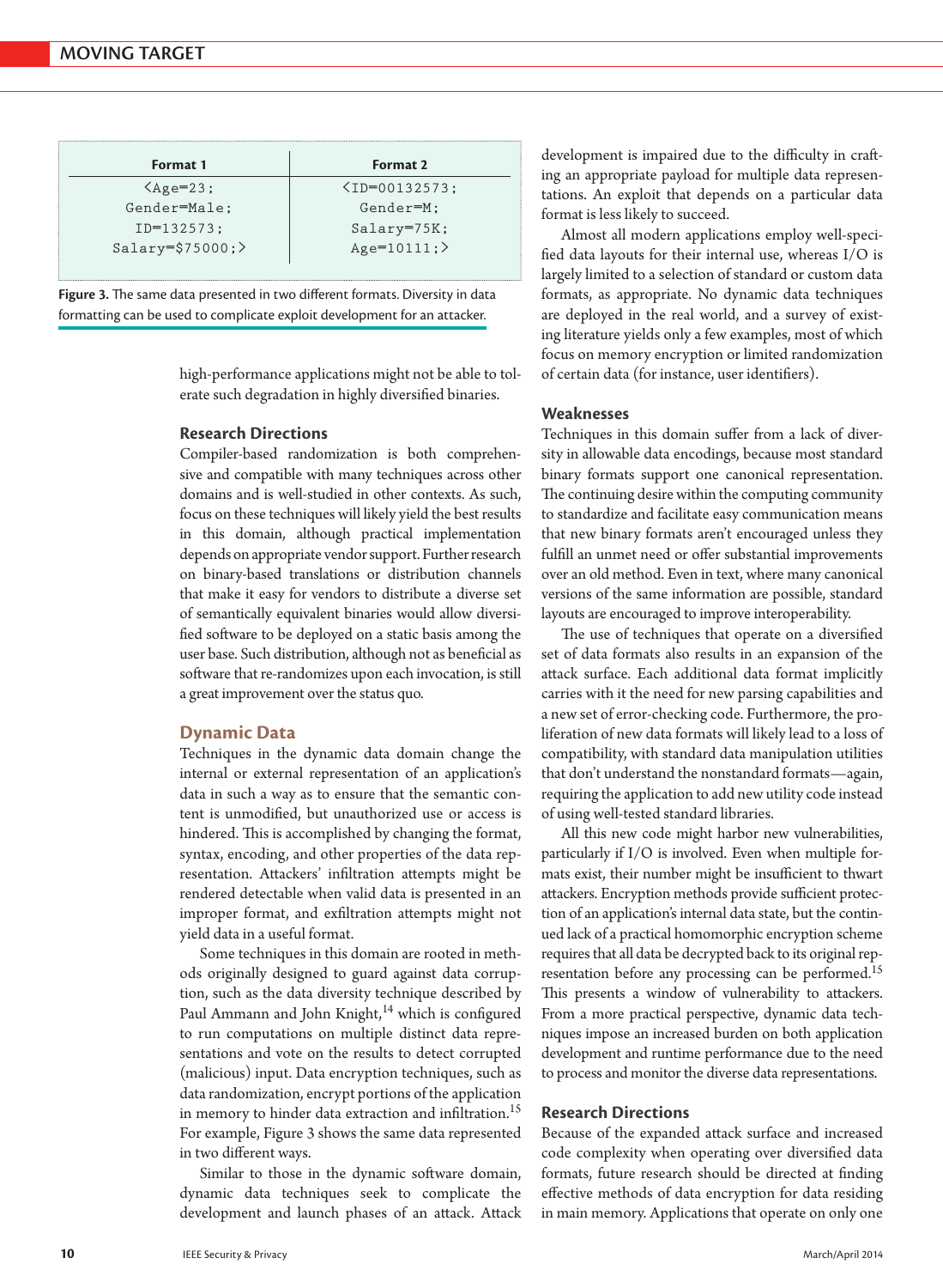| Format 1 | Format 2 |
|---|---|
| <Age=23; Gender=Male; ID=132573; Salary=$75000;> | <ID=00132573; Gender=M; Salary=75K; Age=10111;> |

**Figure 3.** The same data presented in two different formats. Diversity in data formatting can be used to complicate exploit development for an attacker.

high-performance applications might not be able to tolerate such degradation in highly diversified binaries.

### Research Directions

Compiler-based randomization is both comprehensive and compatible with many techniques across other domains and is well-studied in other contexts. As such, focus on these techniques will likely yield the best results in this domain, although practical implementation depends on appropriate vendor support. Further research on binary-based translations or distribution channels that make it easy for vendors to distribute a diverse set of semantically equivalent binaries would allow diversified software to be deployed on a static basis among the user base. Such distribution, although not as beneficial as software that re-randomizes upon each invocation, is still a great improvement over the status quo.

## Dynamic Data

Techniques in the dynamic data domain change the internal or external representation of an application's data in such a way as to ensure that the semantic content is unmodified, but unauthorized use or access is hindered. This is accomplished by changing the format, syntax, encoding, and other properties of the data representation. Attackers' infiltration attempts might be rendered detectable when valid data is presented in an improper format, and exfiltration attempts might not yield data in a useful format.

Some techniques in this domain are rooted in methods originally designed to guard against data corruption, such as the data diversity technique described by Paul Ammann and John Knight,[14] which is configured to run computations on multiple distinct data representations and vote on the results to detect corrupted (malicious) input. Data encryption techniques, such as data randomization, encrypt portions of the application in memory to hinder data extraction and infiltration.[15] For example, Figure 3 shows the same data represented in two different ways.

Similar to those in the dynamic software domain, dynamic data techniques seek to complicate the development and launch phases of an attack. Attack development is impaired due to the difficulty in crafting an appropriate payload for multiple data representations. An exploit that depends on a particular data format is less likely to succeed.

Almost all modern applications employ well-specified data layouts for their internal use, whereas I/O is largely limited to a selection of standard or custom data formats, as appropriate. No dynamic data techniques are deployed in the real world, and a survey of existing literature yields only a few examples, most of which focus on memory encryption or limited randomization of certain data (for instance, user identifiers).

### Weaknesses

Techniques in this domain suffer from a lack of diversity in allowable data encodings, because most standard binary formats support one canonical representation. The continuing desire within the computing community to standardize and facilitate easy communication means that new binary formats aren't encouraged unless they fulfill an unmet need or offer substantial improvements over an old method. Even in text, where many canonical versions of the same information are possible, standard layouts are encouraged to improve interoperability.

The use of techniques that operate on a diversified set of data formats also results in an expansion of the attack surface. Each additional data format implicitly carries with it the need for new parsing capabilities and a new set of error-checking code. Furthermore, the proliferation of new data formats will likely lead to a loss of compatibility, with standard data manipulation utilities that don't understand the nonstandard formats—again, requiring the application to add new utility code instead of using well-tested standard libraries.

All this new code might harbor new vulnerabilities, particularly if I/O is involved. Even when multiple formats exist, their number might be insufficient to thwart attackers. Encryption methods provide sufficient protection of an application's internal data state, but the continued lack of a practical homomorphic encryption scheme requires that all data be decrypted back to its original representation before any processing can be performed.[15] This presents a window of vulnerability to attackers. From a more practical perspective, dynamic data techniques impose an increased burden on both application development and runtime performance due to the need to process and monitor the diverse data representations.

### Research Directions

Because of the expanded attack surface and increased code complexity when operating over diversified data formats, future research should be directed at finding effective methods of data encryption for data residing in main memory. Applications that operate on only one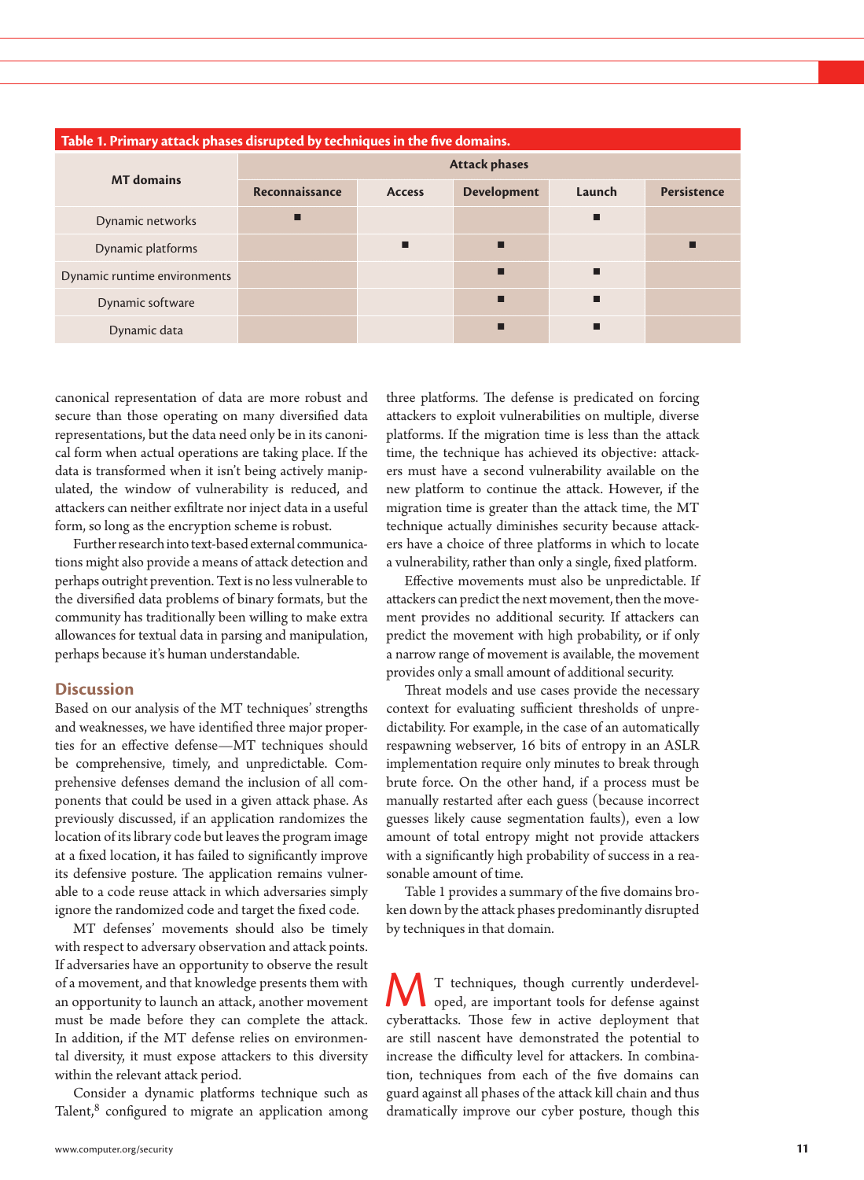**Table 1. Primary attack phases disrupted by techniques in the five domains.**

| MT domains | Attack phases | | | | |
|---|---|---|---|---|---|
| | Reconnaissance | Access | Development | Launch | Persistence |
| Dynamic networks | ■ | | | ■ | |
| Dynamic platforms | | ■ | ■ | | ■ |
| Dynamic runtime environments | | | ■ | ■ | |
| Dynamic software | | | ■ | ■ | |
| Dynamic data | | | ■ | ■ | |

canonical representation of data are more robust and secure than those operating on many diversified data representations, but the data need only be in its canonical form when actual operations are taking place. If the data is transformed when it isn't being actively manipulated, the window of vulnerability is reduced, and attackers can neither exfiltrate nor inject data in a useful form, so long as the encryption scheme is robust.

Further research into text-based external communications might also provide a means of attack detection and perhaps outright prevention. Text is no less vulnerable to the diversified data problems of binary formats, but the community has traditionally been willing to make extra allowances for textual data in parsing and manipulation, perhaps because it's human understandable.

## Discussion

Based on our analysis of the MT techniques' strengths and weaknesses, we have identified three major properties for an effective defense—MT techniques should be comprehensive, timely, and unpredictable. Comprehensive defenses demand the inclusion of all components that could be used in a given attack phase. As previously discussed, if an application randomizes the location of its library code but leaves the program image at a fixed location, it has failed to significantly improve its defensive posture. The application remains vulnerable to a code reuse attack in which adversaries simply ignore the randomized code and target the fixed code.

MT defenses' movements should also be timely with respect to adversary observation and attack points. If adversaries have an opportunity to observe the result of a movement, and that knowledge presents them with an opportunity to launch an attack, another movement must be made before they can complete the attack. In addition, if the MT defense relies on environmental diversity, it must expose attackers to this diversity within the relevant attack period.

Consider a dynamic platforms technique such as Talent,[8] configured to migrate an application among three platforms. The defense is predicated on forcing attackers to exploit vulnerabilities on multiple, diverse platforms. If the migration time is less than the attack time, the technique has achieved its objective: attackers must have a second vulnerability available on the new platform to continue the attack. However, if the migration time is greater than the attack time, the MT technique actually diminishes security because attackers have a choice of three platforms in which to locate a vulnerability, rather than only a single, fixed platform.

Effective movements must also be unpredictable. If attackers can predict the next movement, then the movement provides no additional security. If attackers can predict the movement with high probability, or if only a narrow range of movement is available, the movement provides only a small amount of additional security.

Threat models and use cases provide the necessary context for evaluating sufficient thresholds of unpredictability. For example, in the case of an automatically respawning webserver, 16 bits of entropy in an ASLR implementation require only minutes to break through brute force. On the other hand, if a process must be manually restarted after each guess (because incorrect guesses likely cause segmentation faults), even a low amount of total entropy might not provide attackers with a significantly high probability of success in a reasonable amount of time.

Table 1 provides a summary of the five domains broken down by the attack phases predominantly disrupted by techniques in that domain.

MT techniques, though currently underdeveloped, are important tools for defense against cyberattacks. Those few in active deployment that are still nascent have demonstrated the potential to increase the difficulty level for attackers. In combination, techniques from each of the five domains can guard against all phases of the attack kill chain and thus dramatically improve our cyber posture, though this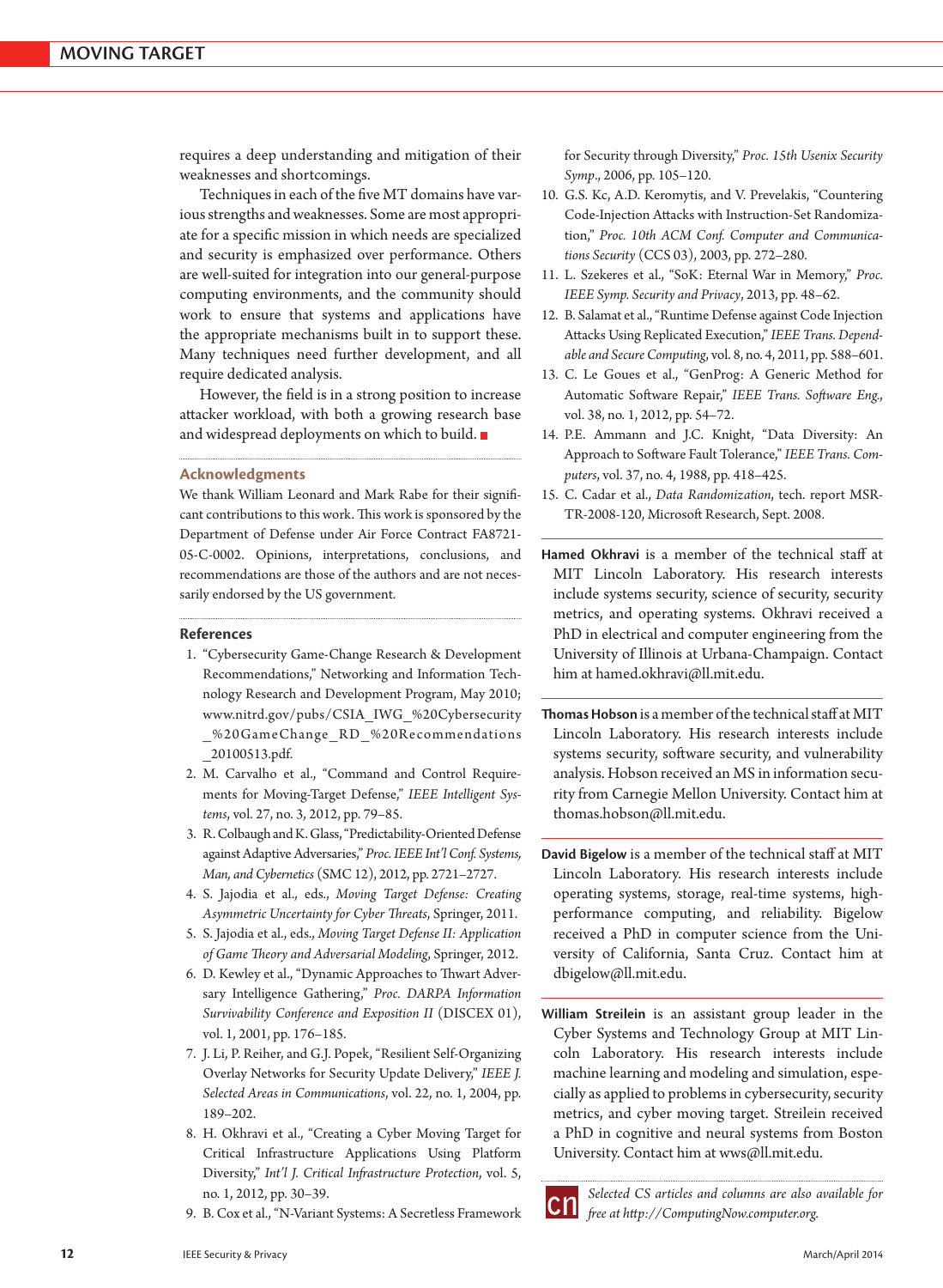requires a deep understanding and mitigation of their weaknesses and shortcomings.

Techniques in each of the five MT domains have various strengths and weaknesses. Some are most appropriate for a specific mission in which needs are specialized and security is emphasized over performance. Others are well-suited for integration into our general-purpose computing environments, and the community should work to ensure that systems and applications have the appropriate mechanisms built in to support these. Many techniques need further development, and all require dedicated analysis.

However, the field is in a strong position to increase attacker workload, with both a growing research base and widespread deployments on which to build. ■

## Acknowledgments

We thank William Leonard and Mark Rabe for their significant contributions to this work. This work is sponsored by the Department of Defense under Air Force Contract FA8721-05-C-0002. Opinions, interpretations, conclusions, and recommendations are those of the authors and are not necessarily endorsed by the US government.

## References

1. "Cybersecurity Game-Change Research & Development Recommendations," Networking and Information Technology Research and Development Program, May 2010; www.nitrd.gov/pubs/CSIA_IWG_%20Cybersecurity_%20GameChange_RD_%20Recommendations_20100513.pdf.
2. M. Carvalho et al., "Command and Control Requirements for Moving-Target Defense," *IEEE Intelligent Systems*, vol. 27, no. 3, 2012, pp. 79–85.
3. R. Colbaugh and K. Glass, "Predictability-Oriented Defense against Adaptive Adversaries," *Proc. IEEE Int'l Conf. Systems, Man, and Cybernetics* (SMC 12), 2012, pp. 2721–2727.
4. S. Jajodia et al., eds., *Moving Target Defense: Creating Asymmetric Uncertainty for Cyber Threats*, Springer, 2011.
5. S. Jajodia et al., eds., *Moving Target Defense II: Application of Game Theory and Adversarial Modeling*, Springer, 2012.
6. D. Kewley et al., "Dynamic Approaches to Thwart Adversary Intelligence Gathering," *Proc. DARPA Information Survivability Conference and Exposition II* (DISCEX 01), vol. 1, 2001, pp. 176–185.
7. J. Li, P. Reiher, and G.J. Popek, "Resilient Self-Organizing Overlay Networks for Security Update Delivery," *IEEE J. Selected Areas in Communications*, vol. 22, no. 1, 2004, pp. 189–202.
8. H. Okhravi et al., "Creating a Cyber Moving Target for Critical Infrastructure Applications Using Platform Diversity," *Int'l J. Critical Infrastructure Protection*, vol. 5, no. 1, 2012, pp. 30–39.
9. B. Cox et al., "N-Variant Systems: A Secretless Framework for Security through Diversity," *Proc. 15th Usenix Security Symp.*, 2006, pp. 105–120.
10. G.S. Kc, A.D. Keromytis, and V. Prevelakis, "Countering Code-Injection Attacks with Instruction-Set Randomization," *Proc. 10th ACM Conf. Computer and Communications Security* (CCS 03), 2003, pp. 272–280.
11. L. Szekeres et al., "SoK: Eternal War in Memory," *Proc. IEEE Symp. Security and Privacy*, 2013, pp. 48–62.
12. B. Salamat et al., "Runtime Defense against Code Injection Attacks Using Replicated Execution," *IEEE Trans. Dependable and Secure Computing*, vol. 8, no. 4, 2011, pp. 588–601.
13. C. Le Goues et al., "GenProg: A Generic Method for Automatic Software Repair," *IEEE Trans. Software Eng.*, vol. 38, no. 1, 2012, pp. 54–72.
14. P.E. Ammann and J.C. Knight, "Data Diversity: An Approach to Software Fault Tolerance," *IEEE Trans. Computers*, vol. 37, no. 4, 1988, pp. 418–425.
15. C. Cadar et al., *Data Randomization*, tech. report MSR-TR-2008-120, Microsoft Research, Sept. 2008.

**Hamed Okhravi** is a member of the technical staff at MIT Lincoln Laboratory. His research interests include systems security, science of security, security metrics, and operating systems. Okhravi received a PhD in electrical and computer engineering from the University of Illinois at Urbana-Champaign. Contact him at hamed.okhravi@ll.mit.edu.

**Thomas Hobson** is a member of the technical staff at MIT Lincoln Laboratory. His research interests include systems security, software security, and vulnerability analysis. Hobson received an MS in information security from Carnegie Mellon University. Contact him at thomas.hobson@ll.mit.edu.

**David Bigelow** is a member of the technical staff at MIT Lincoln Laboratory. His research interests include operating systems, storage, real-time systems, high-performance computing, and reliability. Bigelow received a PhD in computer science from the University of California, Santa Cruz. Contact him at dbigelow@ll.mit.edu.

**William Streilein** is an assistant group leader in the Cyber Systems and Technology Group at MIT Lincoln Laboratory. His research interests include machine learning and modeling and simulation, especially as applied to problems in cybersecurity, security metrics, and cyber moving target. Streilein received a PhD in cognitive and neural systems from Boston University. Contact him at wws@ll.mit.edu.

*Selected CS articles and columns are also available for free at http://ComputingNow.computer.org.*